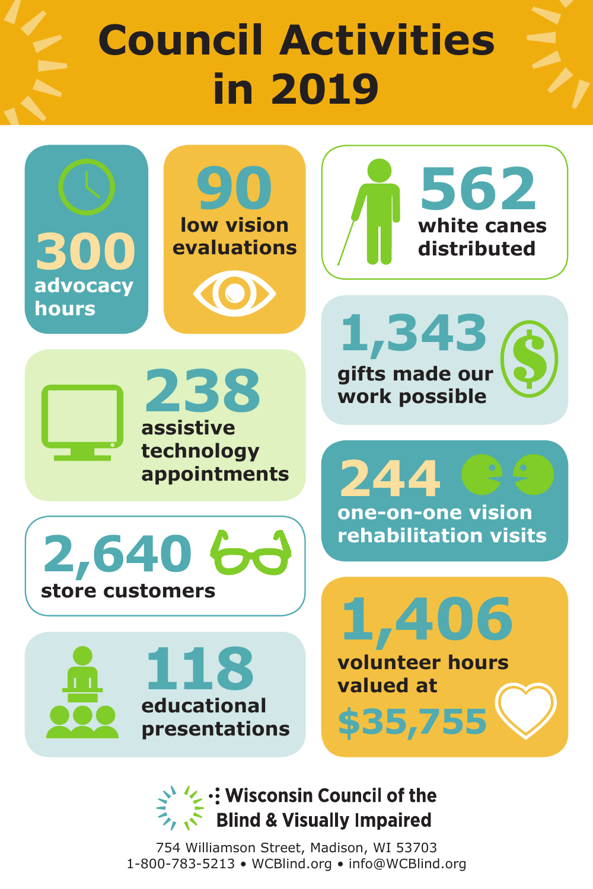# Council Activities in 2019

**300** advocacy hours

**90** low vision evaluations

**562** white canes distributed

**1,343** gifts made our work possible

**238** assistive technology appointments

**244** one-on-one vision rehabilitation visits

**2,640** store customers

**1,406** volunteer hours valued at **$35,755**

**118** educational presentations

**Wisconsin Council of the Blind & Visually Impaired**

754 Williamson Street, Madison, WI 53703
1-800-783-5213 • WCBlind.org • info@WCBlind.org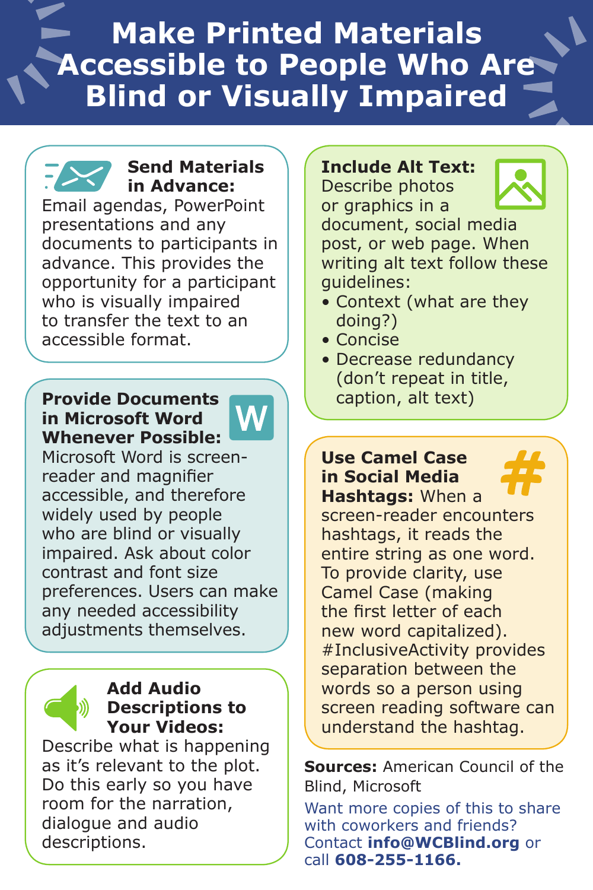# Make Printed Materials Accessible to People Who Are Blind or Visually Impaired

**Send Materials in Advance:** Email agendas, PowerPoint presentations and any documents to participants in advance. This provides the opportunity for a participant who is visually impaired to transfer the text to an accessible format.

**Provide Documents in Microsoft Word Whenever Possible:** Microsoft Word is screen-reader and magnifier accessible, and therefore widely used by people who are blind or visually impaired. Ask about color contrast and font size preferences. Users can make any needed accessibility adjustments themselves.

**Add Audio Descriptions to Your Videos:** Describe what is happening as it's relevant to the plot. Do this early so you have room for the narration, dialogue and audio descriptions.

**Include Alt Text:** Describe photos or graphics in a document, social media post, or web page. When writing alt text follow these guidelines:

- Context (what are they doing?)
- Concise
- Decrease redundancy (don't repeat in title, caption, alt text)

**Use Camel Case in Social Media Hashtags:** When a screen-reader encounters hashtags, it reads the entire string as one word. To provide clarity, use Camel Case (making the first letter of each new word capitalized). #InclusiveActivity provides separation between the words so a person using screen reading software can understand the hashtag.

**Sources:** American Council of the Blind, Microsoft

Want more copies of this to share with coworkers and friends? Contact **info@WCBlind.org** or call **608-255-1166.**